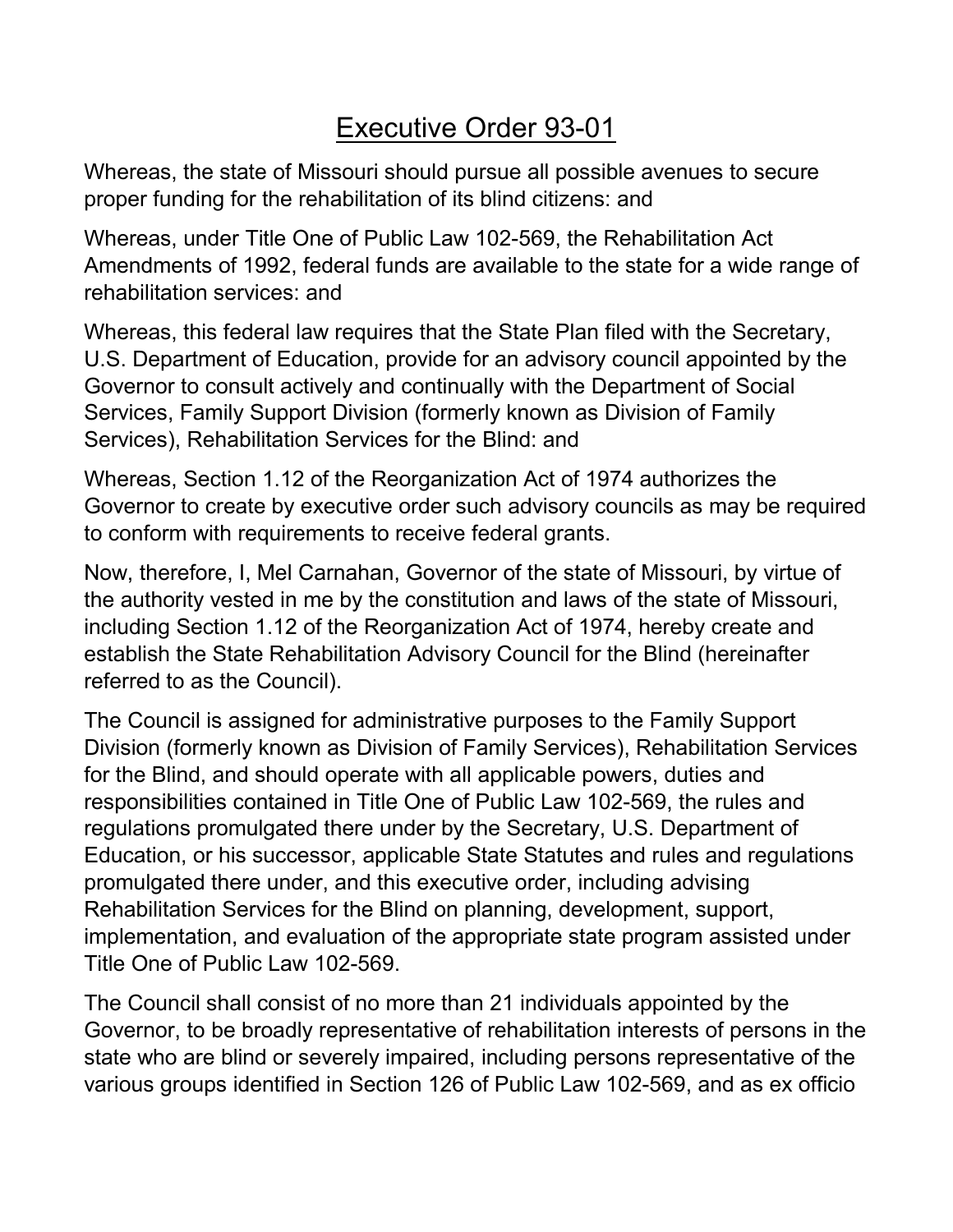# Executive Order 93-01

Whereas, the state of Missouri should pursue all possible avenues to secure proper funding for the rehabilitation of its blind citizens: and

Whereas, under Title One of Public Law 102-569, the Rehabilitation Act Amendments of 1992, federal funds are available to the state for a wide range of rehabilitation services: and

Whereas, this federal law requires that the State Plan filed with the Secretary, U.S. Department of Education, provide for an advisory council appointed by the Governor to consult actively and continually with the Department of Social Services, Family Support Division (formerly known as Division of Family Services), Rehabilitation Services for the Blind: and

Whereas, Section 1.12 of the Reorganization Act of 1974 authorizes the Governor to create by executive order such advisory councils as may be required to conform with requirements to receive federal grants.

Now, therefore, I, Mel Carnahan, Governor of the state of Missouri, by virtue of the authority vested in me by the constitution and laws of the state of Missouri, including Section 1.12 of the Reorganization Act of 1974, hereby create and establish the State Rehabilitation Advisory Council for the Blind (hereinafter referred to as the Council).

The Council is assigned for administrative purposes to the Family Support Division (formerly known as Division of Family Services), Rehabilitation Services for the Blind, and should operate with all applicable powers, duties and responsibilities contained in Title One of Public Law 102-569, the rules and regulations promulgated there under by the Secretary, U.S. Department of Education, or his successor, applicable State Statutes and rules and regulations promulgated there under, and this executive order, including advising Rehabilitation Services for the Blind on planning, development, support, implementation, and evaluation of the appropriate state program assisted under Title One of Public Law 102-569.

The Council shall consist of no more than 21 individuals appointed by the Governor, to be broadly representative of rehabilitation interests of persons in the state who are blind or severely impaired, including persons representative of the various groups identified in Section 126 of Public Law 102-569, and as ex officio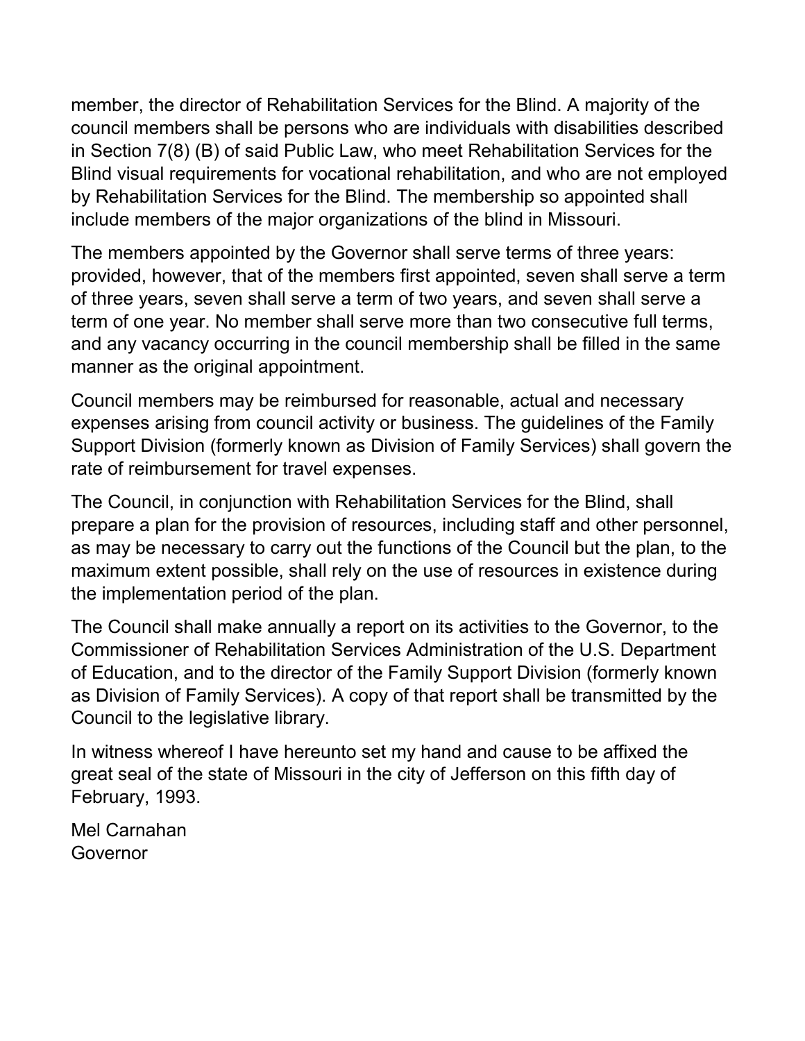member, the director of Rehabilitation Services for the Blind. A majority of the council members shall be persons who are individuals with disabilities described in Section 7(8) (B) of said Public Law, who meet Rehabilitation Services for the Blind visual requirements for vocational rehabilitation, and who are not employed by Rehabilitation Services for the Blind. The membership so appointed shall include members of the major organizations of the blind in Missouri.

The members appointed by the Governor shall serve terms of three years: provided, however, that of the members first appointed, seven shall serve a term of three years, seven shall serve a term of two years, and seven shall serve a term of one year. No member shall serve more than two consecutive full terms, and any vacancy occurring in the council membership shall be filled in the same manner as the original appointment.

Council members may be reimbursed for reasonable, actual and necessary expenses arising from council activity or business. The guidelines of the Family Support Division (formerly known as Division of Family Services) shall govern the rate of reimbursement for travel expenses.

The Council, in conjunction with Rehabilitation Services for the Blind, shall prepare a plan for the provision of resources, including staff and other personnel, as may be necessary to carry out the functions of the Council but the plan, to the maximum extent possible, shall rely on the use of resources in existence during the implementation period of the plan.

The Council shall make annually a report on its activities to the Governor, to the Commissioner of Rehabilitation Services Administration of the U.S. Department of Education, and to the director of the Family Support Division (formerly known as Division of Family Services). A copy of that report shall be transmitted by the Council to the legislative library.

In witness whereof I have hereunto set my hand and cause to be affixed the great seal of the state of Missouri in the city of Jefferson on this fifth day of February, 1993.

Mel Carnahan
Governor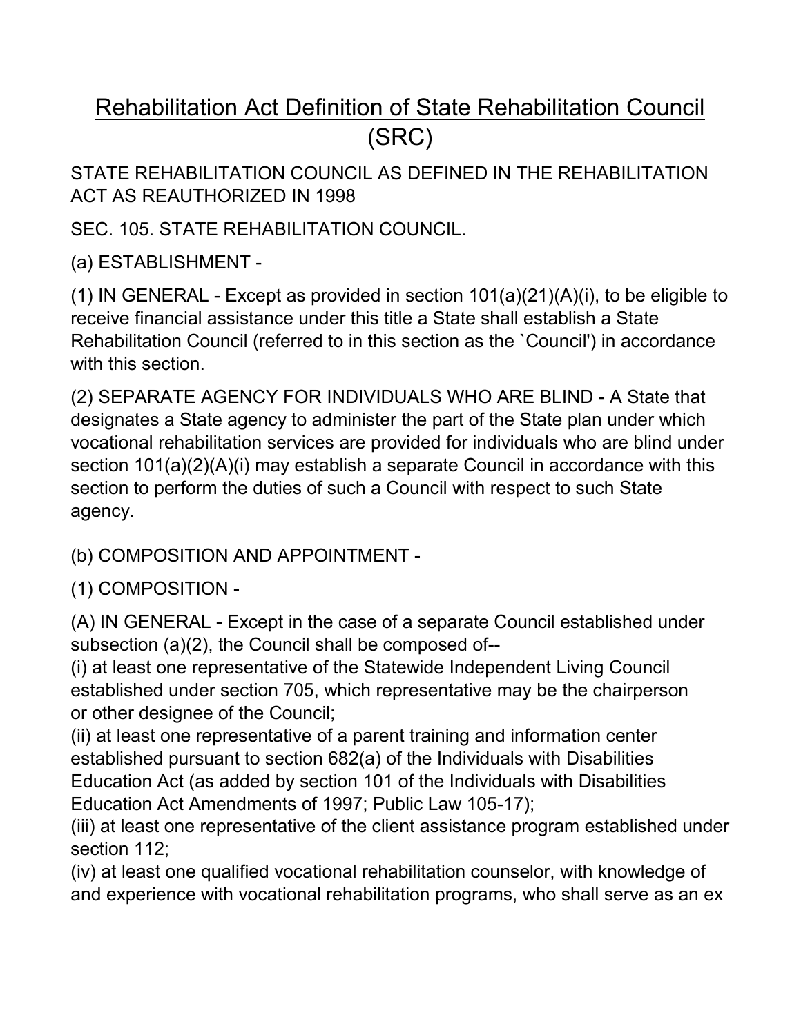# Rehabilitation Act Definition of State Rehabilitation Council (SRC)

STATE REHABILITATION COUNCIL AS DEFINED IN THE REHABILITATION ACT AS REAUTHORIZED IN 1998

SEC. 105. STATE REHABILITATION COUNCIL.

(a) ESTABLISHMENT -

(1) IN GENERAL - Except as provided in section 101(a)(21)(A)(i), to be eligible to receive financial assistance under this title a State shall establish a State Rehabilitation Council (referred to in this section as the `Council') in accordance with this section.

(2) SEPARATE AGENCY FOR INDIVIDUALS WHO ARE BLIND - A State that designates a State agency to administer the part of the State plan under which vocational rehabilitation services are provided for individuals who are blind under section 101(a)(2)(A)(i) may establish a separate Council in accordance with this section to perform the duties of such a Council with respect to such State agency.

(b) COMPOSITION AND APPOINTMENT -

(1) COMPOSITION -

(A) IN GENERAL - Except in the case of a separate Council established under subsection (a)(2), the Council shall be composed of--
(i) at least one representative of the Statewide Independent Living Council established under section 705, which representative may be the chairperson or other designee of the Council;
(ii) at least one representative of a parent training and information center established pursuant to section 682(a) of the Individuals with Disabilities Education Act (as added by section 101 of the Individuals with Disabilities Education Act Amendments of 1997; Public Law 105-17);
(iii) at least one representative of the client assistance program established under section 112;
(iv) at least one qualified vocational rehabilitation counselor, with knowledge of and experience with vocational rehabilitation programs, who shall serve as an ex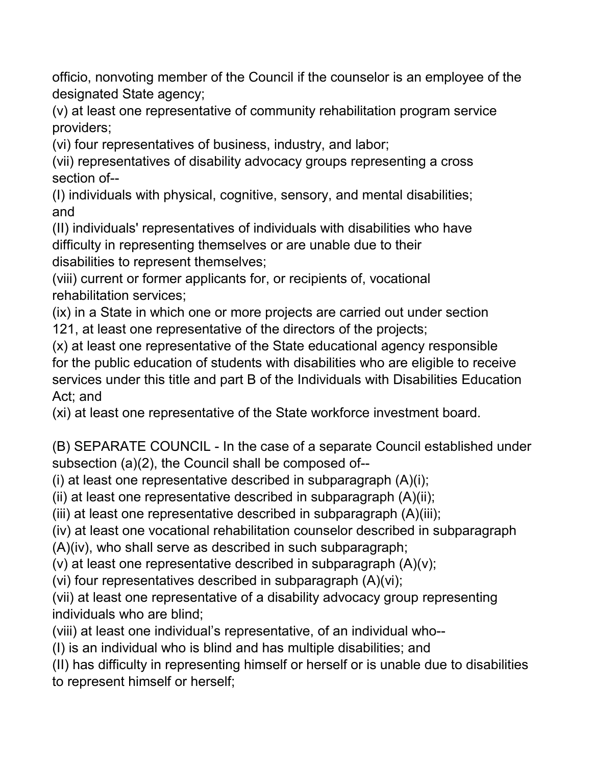officio, nonvoting member of the Council if the counselor is an employee of the designated State agency;

(v) at least one representative of community rehabilitation program service providers;

(vi) four representatives of business, industry, and labor;

(vii) representatives of disability advocacy groups representing a cross section of--

(I) individuals with physical, cognitive, sensory, and mental disabilities; and

(II) individuals' representatives of individuals with disabilities who have difficulty in representing themselves or are unable due to their disabilities to represent themselves;

(viii) current or former applicants for, or recipients of, vocational rehabilitation services;

(ix) in a State in which one or more projects are carried out under section 121, at least one representative of the directors of the projects;

(x) at least one representative of the State educational agency responsible for the public education of students with disabilities who are eligible to receive services under this title and part B of the Individuals with Disabilities Education Act; and

(xi) at least one representative of the State workforce investment board.

(B) SEPARATE COUNCIL - In the case of a separate Council established under subsection (a)(2), the Council shall be composed of--

(i) at least one representative described in subparagraph (A)(i);

(ii) at least one representative described in subparagraph (A)(ii);

(iii) at least one representative described in subparagraph (A)(iii);

(iv) at least one vocational rehabilitation counselor described in subparagraph (A)(iv), who shall serve as described in such subparagraph;

(v) at least one representative described in subparagraph (A)(v);

(vi) four representatives described in subparagraph (A)(vi);

(vii) at least one representative of a disability advocacy group representing individuals who are blind;

(viii) at least one individual's representative, of an individual who--

(I) is an individual who is blind and has multiple disabilities; and

(II) has difficulty in representing himself or herself or is unable due to disabilities to represent himself or herself;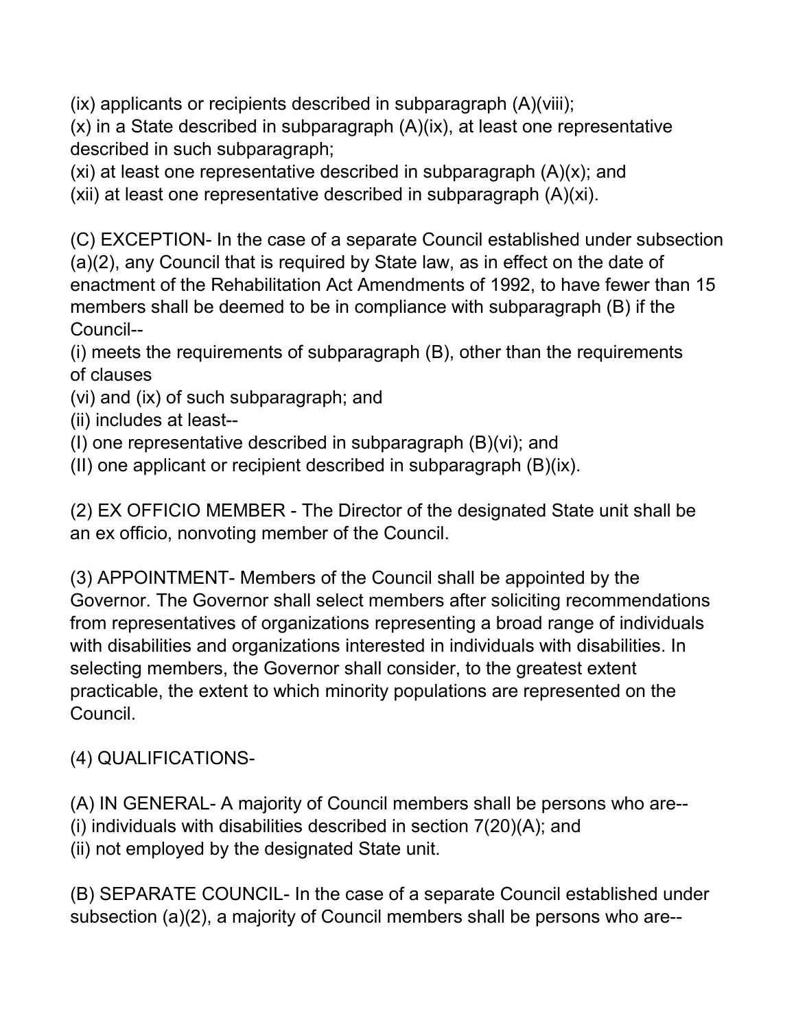(ix) applicants or recipients described in subparagraph (A)(viii);
(x) in a State described in subparagraph (A)(ix), at least one representative described in such subparagraph;
(xi) at least one representative described in subparagraph (A)(x); and
(xii) at least one representative described in subparagraph (A)(xi).

(C) EXCEPTION- In the case of a separate Council established under subsection (a)(2), any Council that is required by State law, as in effect on the date of enactment of the Rehabilitation Act Amendments of 1992, to have fewer than 15 members shall be deemed to be in compliance with subparagraph (B) if the Council--
(i) meets the requirements of subparagraph (B), other than the requirements of clauses
(vi) and (ix) of such subparagraph; and
(ii) includes at least--
(I) one representative described in subparagraph (B)(vi); and
(II) one applicant or recipient described in subparagraph (B)(ix).

(2) EX OFFICIO MEMBER - The Director of the designated State unit shall be an ex officio, nonvoting member of the Council.

(3) APPOINTMENT- Members of the Council shall be appointed by the Governor. The Governor shall select members after soliciting recommendations from representatives of organizations representing a broad range of individuals with disabilities and organizations interested in individuals with disabilities. In selecting members, the Governor shall consider, to the greatest extent practicable, the extent to which minority populations are represented on the Council.

(4) QUALIFICATIONS-

(A) IN GENERAL- A majority of Council members shall be persons who are--
(i) individuals with disabilities described in section 7(20)(A); and
(ii) not employed by the designated State unit.

(B) SEPARATE COUNCIL- In the case of a separate Council established under subsection (a)(2), a majority of Council members shall be persons who are--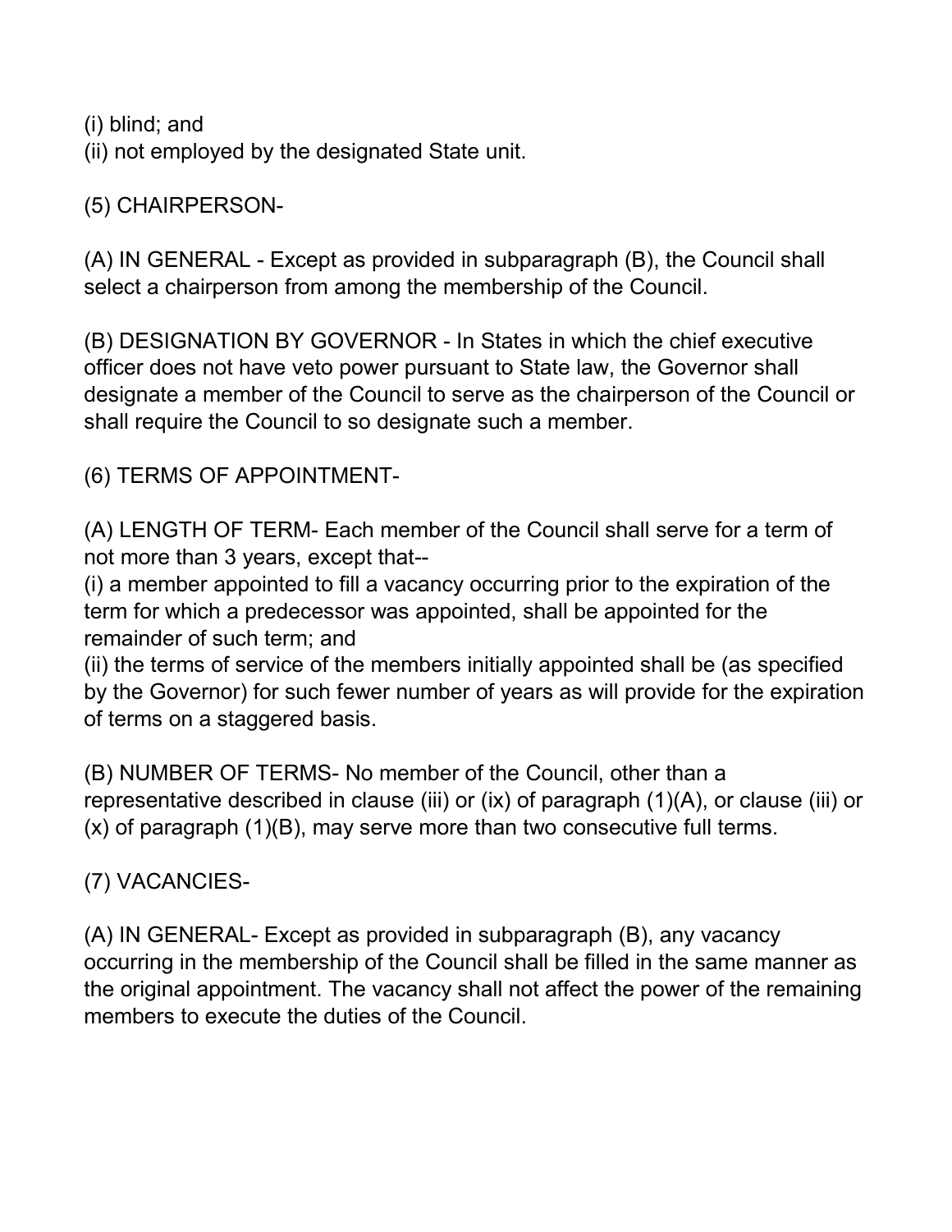(i) blind; and
(ii) not employed by the designated State unit.

(5) CHAIRPERSON-

(A) IN GENERAL - Except as provided in subparagraph (B), the Council shall select a chairperson from among the membership of the Council.

(B) DESIGNATION BY GOVERNOR - In States in which the chief executive officer does not have veto power pursuant to State law, the Governor shall designate a member of the Council to serve as the chairperson of the Council or shall require the Council to so designate such a member.

(6) TERMS OF APPOINTMENT-

(A) LENGTH OF TERM- Each member of the Council shall serve for a term of not more than 3 years, except that--
(i) a member appointed to fill a vacancy occurring prior to the expiration of the term for which a predecessor was appointed, shall be appointed for the remainder of such term; and
(ii) the terms of service of the members initially appointed shall be (as specified by the Governor) for such fewer number of years as will provide for the expiration of terms on a staggered basis.

(B) NUMBER OF TERMS- No member of the Council, other than a representative described in clause (iii) or (ix) of paragraph (1)(A), or clause (iii) or (x) of paragraph (1)(B), may serve more than two consecutive full terms.

(7) VACANCIES-

(A) IN GENERAL- Except as provided in subparagraph (B), any vacancy occurring in the membership of the Council shall be filled in the same manner as the original appointment. The vacancy shall not affect the power of the remaining members to execute the duties of the Council.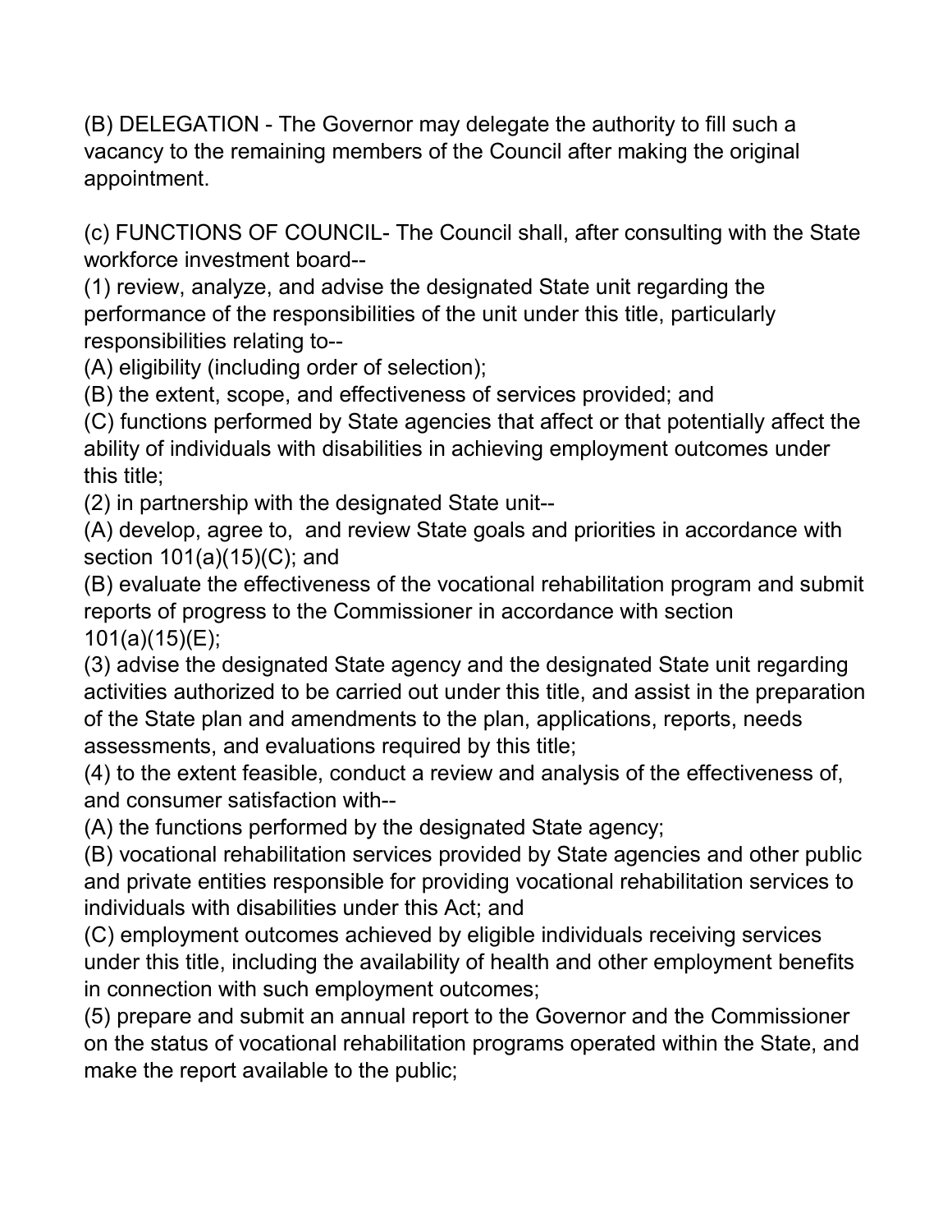(B) DELEGATION - The Governor may delegate the authority to fill such a vacancy to the remaining members of the Council after making the original appointment.

(c) FUNCTIONS OF COUNCIL- The Council shall, after consulting with the State workforce investment board--

(1) review, analyze, and advise the designated State unit regarding the performance of the responsibilities of the unit under this title, particularly responsibilities relating to--

(A) eligibility (including order of selection);

(B) the extent, scope, and effectiveness of services provided; and

(C) functions performed by State agencies that affect or that potentially affect the ability of individuals with disabilities in achieving employment outcomes under this title;

(2) in partnership with the designated State unit--

(A) develop, agree to, and review State goals and priorities in accordance with section 101(a)(15)(C); and

(B) evaluate the effectiveness of the vocational rehabilitation program and submit reports of progress to the Commissioner in accordance with section 101(a)(15)(E);

(3) advise the designated State agency and the designated State unit regarding activities authorized to be carried out under this title, and assist in the preparation of the State plan and amendments to the plan, applications, reports, needs assessments, and evaluations required by this title;

(4) to the extent feasible, conduct a review and analysis of the effectiveness of, and consumer satisfaction with--

(A) the functions performed by the designated State agency;

(B) vocational rehabilitation services provided by State agencies and other public and private entities responsible for providing vocational rehabilitation services to individuals with disabilities under this Act; and

(C) employment outcomes achieved by eligible individuals receiving services under this title, including the availability of health and other employment benefits in connection with such employment outcomes;

(5) prepare and submit an annual report to the Governor and the Commissioner on the status of vocational rehabilitation programs operated within the State, and make the report available to the public;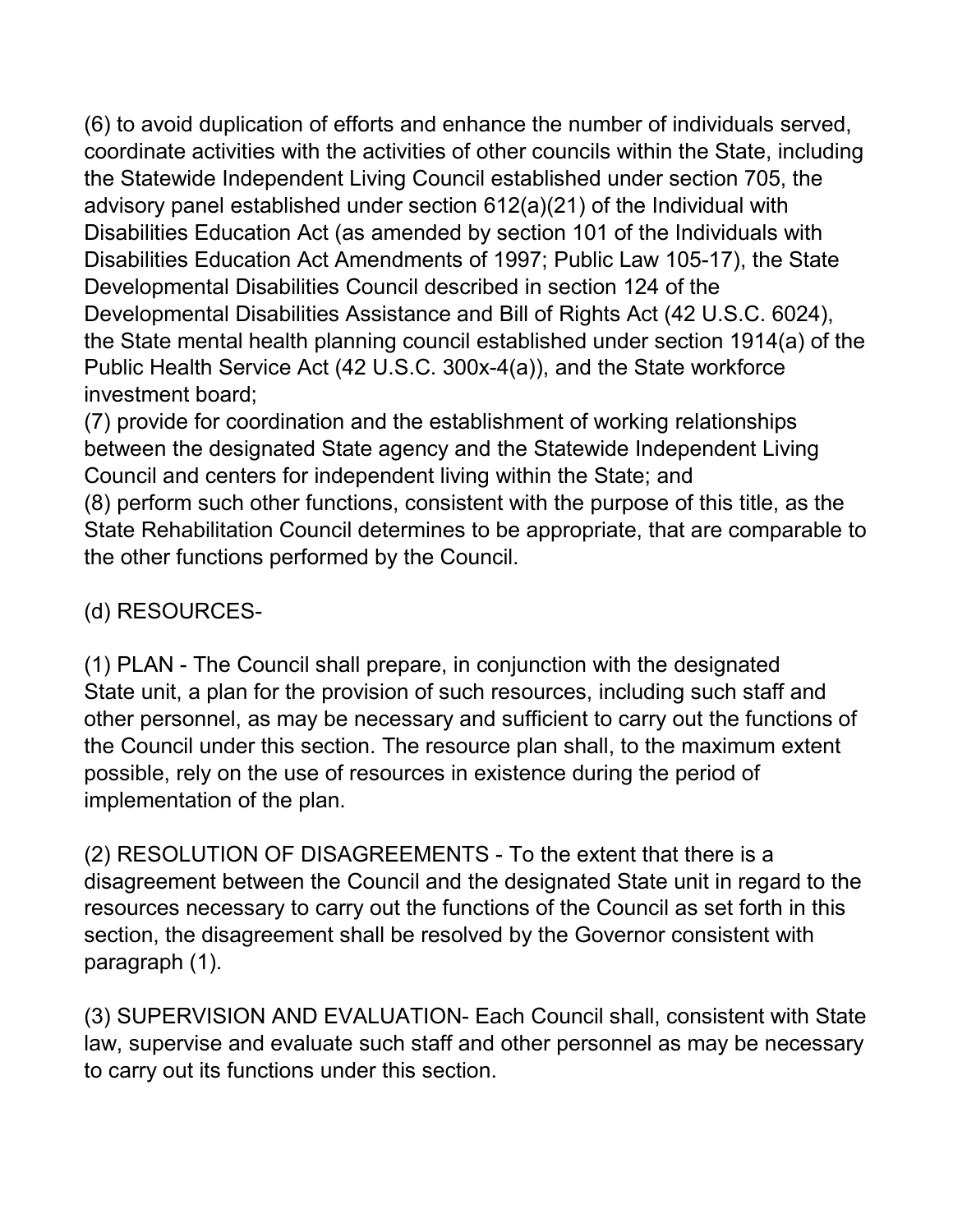(6) to avoid duplication of efforts and enhance the number of individuals served, coordinate activities with the activities of other councils within the State, including the Statewide Independent Living Council established under section 705, the advisory panel established under section 612(a)(21) of the Individual with Disabilities Education Act (as amended by section 101 of the Individuals with Disabilities Education Act Amendments of 1997; Public Law 105-17), the State Developmental Disabilities Council described in section 124 of the Developmental Disabilities Assistance and Bill of Rights Act (42 U.S.C. 6024), the State mental health planning council established under section 1914(a) of the Public Health Service Act (42 U.S.C. 300x-4(a)), and the State workforce investment board;

(7) provide for coordination and the establishment of working relationships between the designated State agency and the Statewide Independent Living Council and centers for independent living within the State; and

(8) perform such other functions, consistent with the purpose of this title, as the State Rehabilitation Council determines to be appropriate, that are comparable to the other functions performed by the Council.

(d) RESOURCES-

(1) PLAN - The Council shall prepare, in conjunction with the designated State unit, a plan for the provision of such resources, including such staff and other personnel, as may be necessary and sufficient to carry out the functions of the Council under this section. The resource plan shall, to the maximum extent possible, rely on the use of resources in existence during the period of implementation of the plan.

(2) RESOLUTION OF DISAGREEMENTS - To the extent that there is a disagreement between the Council and the designated State unit in regard to the resources necessary to carry out the functions of the Council as set forth in this section, the disagreement shall be resolved by the Governor consistent with paragraph (1).

(3) SUPERVISION AND EVALUATION- Each Council shall, consistent with State law, supervise and evaluate such staff and other personnel as may be necessary to carry out its functions under this section.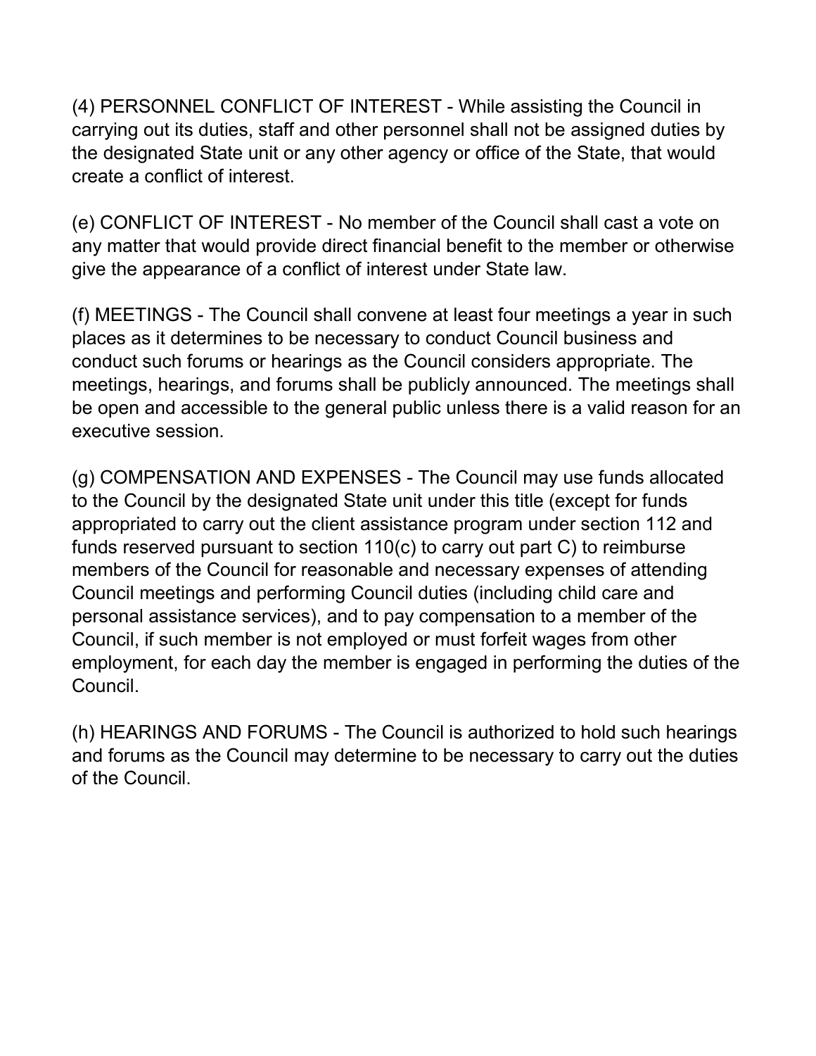(4) PERSONNEL CONFLICT OF INTEREST - While assisting the Council in carrying out its duties, staff and other personnel shall not be assigned duties by the designated State unit or any other agency or office of the State, that would create a conflict of interest.

(e) CONFLICT OF INTEREST - No member of the Council shall cast a vote on any matter that would provide direct financial benefit to the member or otherwise give the appearance of a conflict of interest under State law.

(f) MEETINGS - The Council shall convene at least four meetings a year in such places as it determines to be necessary to conduct Council business and conduct such forums or hearings as the Council considers appropriate. The meetings, hearings, and forums shall be publicly announced. The meetings shall be open and accessible to the general public unless there is a valid reason for an executive session.

(g) COMPENSATION AND EXPENSES - The Council may use funds allocated to the Council by the designated State unit under this title (except for funds appropriated to carry out the client assistance program under section 112 and funds reserved pursuant to section 110(c) to carry out part C) to reimburse members of the Council for reasonable and necessary expenses of attending Council meetings and performing Council duties (including child care and personal assistance services), and to pay compensation to a member of the Council, if such member is not employed or must forfeit wages from other employment, for each day the member is engaged in performing the duties of the Council.

(h) HEARINGS AND FORUMS - The Council is authorized to hold such hearings and forums as the Council may determine to be necessary to carry out the duties of the Council.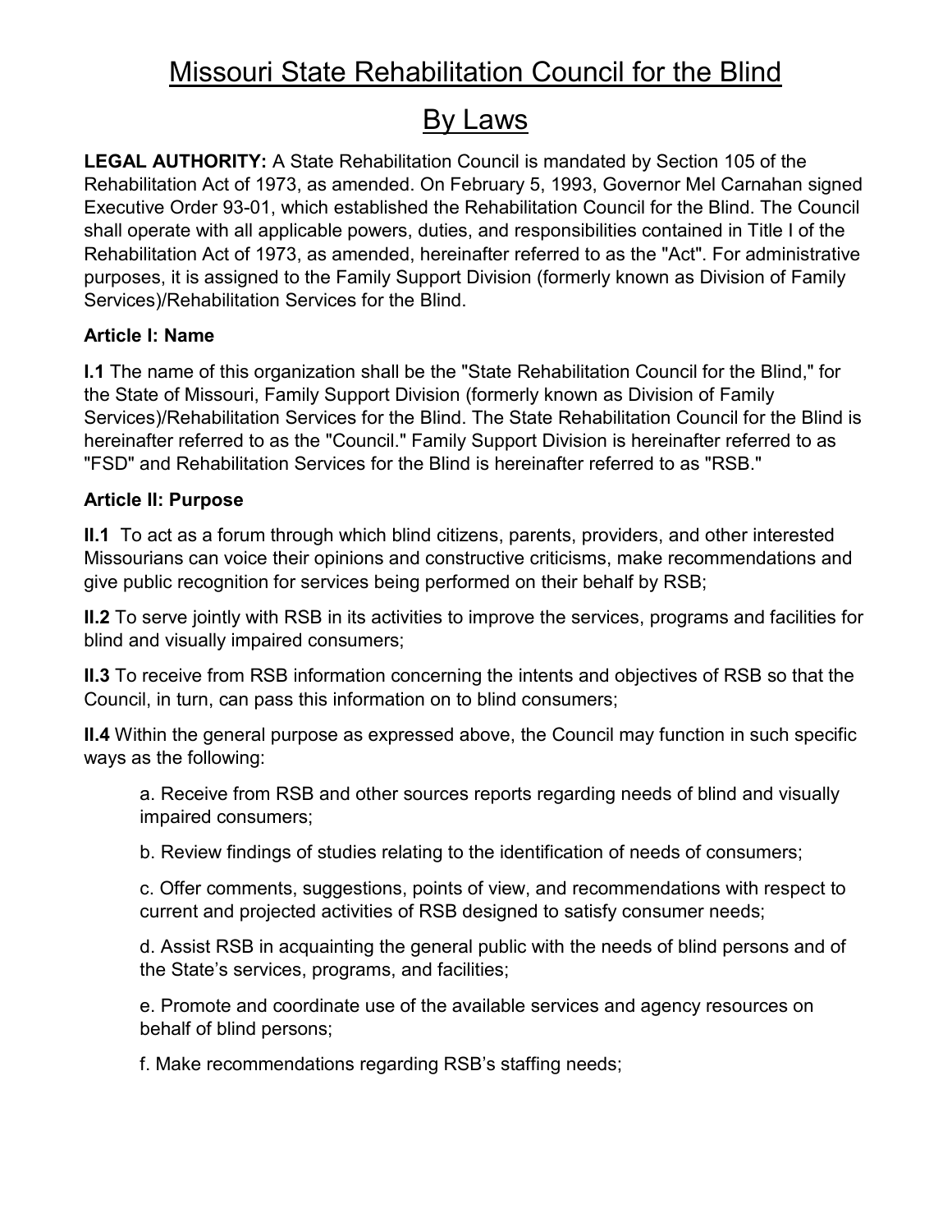# Missouri State Rehabilitation Council for the Blind

# By Laws

**LEGAL AUTHORITY:** A State Rehabilitation Council is mandated by Section 105 of the Rehabilitation Act of 1973, as amended. On February 5, 1993, Governor Mel Carnahan signed Executive Order 93-01, which established the Rehabilitation Council for the Blind. The Council shall operate with all applicable powers, duties, and responsibilities contained in Title I of the Rehabilitation Act of 1973, as amended, hereinafter referred to as the "Act". For administrative purposes, it is assigned to the Family Support Division (formerly known as Division of Family Services)/Rehabilitation Services for the Blind.

### Article I: Name

**I.1** The name of this organization shall be the "State Rehabilitation Council for the Blind," for the State of Missouri, Family Support Division (formerly known as Division of Family Services)/Rehabilitation Services for the Blind. The State Rehabilitation Council for the Blind is hereinafter referred to as the "Council." Family Support Division is hereinafter referred to as "FSD" and Rehabilitation Services for the Blind is hereinafter referred to as "RSB."

### Article II: Purpose

**II.1** To act as a forum through which blind citizens, parents, providers, and other interested Missourians can voice their opinions and constructive criticisms, make recommendations and give public recognition for services being performed on their behalf by RSB;

**II.2** To serve jointly with RSB in its activities to improve the services, programs and facilities for blind and visually impaired consumers;

**II.3** To receive from RSB information concerning the intents and objectives of RSB so that the Council, in turn, can pass this information on to blind consumers;

**II.4** Within the general purpose as expressed above, the Council may function in such specific ways as the following:

a. Receive from RSB and other sources reports regarding needs of blind and visually impaired consumers;

b. Review findings of studies relating to the identification of needs of consumers;

c. Offer comments, suggestions, points of view, and recommendations with respect to current and projected activities of RSB designed to satisfy consumer needs;

d. Assist RSB in acquainting the general public with the needs of blind persons and of the State's services, programs, and facilities;

e. Promote and coordinate use of the available services and agency resources on behalf of blind persons;

f. Make recommendations regarding RSB's staffing needs;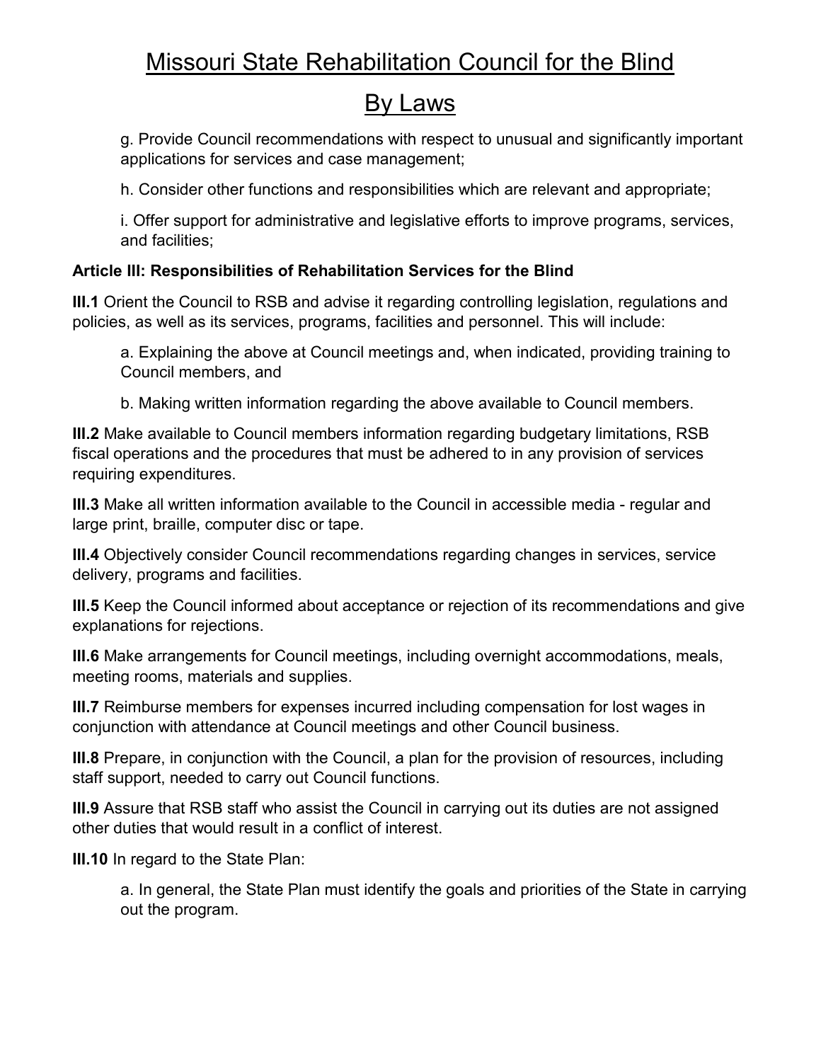g. Provide Council recommendations with respect to unusual and significantly important applications for services and case management;

h. Consider other functions and responsibilities which are relevant and appropriate;

i. Offer support for administrative and legislative efforts to improve programs, services, and facilities;

**Article III: Responsibilities of Rehabilitation Services for the Blind**

**III.1** Orient the Council to RSB and advise it regarding controlling legislation, regulations and policies, as well as its services, programs, facilities and personnel. This will include:

a. Explaining the above at Council meetings and, when indicated, providing training to Council members, and

b. Making written information regarding the above available to Council members.

**III.2** Make available to Council members information regarding budgetary limitations, RSB fiscal operations and the procedures that must be adhered to in any provision of services requiring expenditures.

**III.3** Make all written information available to the Council in accessible media - regular and large print, braille, computer disc or tape.

**III.4** Objectively consider Council recommendations regarding changes in services, service delivery, programs and facilities.

**III.5** Keep the Council informed about acceptance or rejection of its recommendations and give explanations for rejections.

**III.6** Make arrangements for Council meetings, including overnight accommodations, meals, meeting rooms, materials and supplies.

**III.7** Reimburse members for expenses incurred including compensation for lost wages in conjunction with attendance at Council meetings and other Council business.

**III.8** Prepare, in conjunction with the Council, a plan for the provision of resources, including staff support, needed to carry out Council functions.

**III.9** Assure that RSB staff who assist the Council in carrying out its duties are not assigned other duties that would result in a conflict of interest.

**III.10** In regard to the State Plan:

a. In general, the State Plan must identify the goals and priorities of the State in carrying out the program.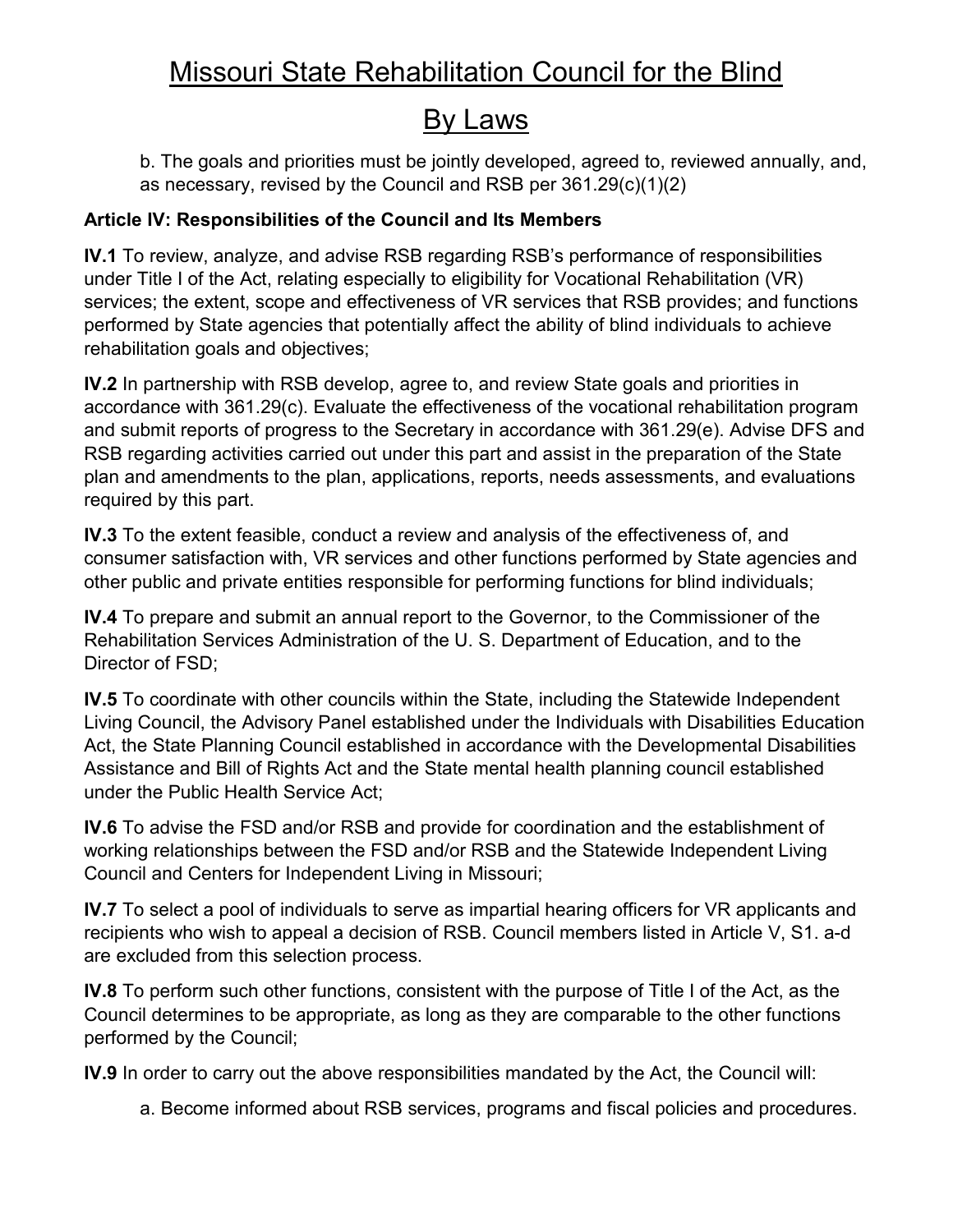b. The goals and priorities must be jointly developed, agreed to, reviewed annually, and, as necessary, revised by the Council and RSB per 361.29(c)(1)(2)

**Article IV: Responsibilities of the Council and Its Members**

**IV.1** To review, analyze, and advise RSB regarding RSB's performance of responsibilities under Title I of the Act, relating especially to eligibility for Vocational Rehabilitation (VR) services; the extent, scope and effectiveness of VR services that RSB provides; and functions performed by State agencies that potentially affect the ability of blind individuals to achieve rehabilitation goals and objectives;

**IV.2** In partnership with RSB develop, agree to, and review State goals and priorities in accordance with 361.29(c). Evaluate the effectiveness of the vocational rehabilitation program and submit reports of progress to the Secretary in accordance with 361.29(e). Advise DFS and RSB regarding activities carried out under this part and assist in the preparation of the State plan and amendments to the plan, applications, reports, needs assessments, and evaluations required by this part.

**IV.3** To the extent feasible, conduct a review and analysis of the effectiveness of, and consumer satisfaction with, VR services and other functions performed by State agencies and other public and private entities responsible for performing functions for blind individuals;

**IV.4** To prepare and submit an annual report to the Governor, to the Commissioner of the Rehabilitation Services Administration of the U. S. Department of Education, and to the Director of FSD;

**IV.5** To coordinate with other councils within the State, including the Statewide Independent Living Council, the Advisory Panel established under the Individuals with Disabilities Education Act, the State Planning Council established in accordance with the Developmental Disabilities Assistance and Bill of Rights Act and the State mental health planning council established under the Public Health Service Act;

**IV.6** To advise the FSD and/or RSB and provide for coordination and the establishment of working relationships between the FSD and/or RSB and the Statewide Independent Living Council and Centers for Independent Living in Missouri;

**IV.7** To select a pool of individuals to serve as impartial hearing officers for VR applicants and recipients who wish to appeal a decision of RSB. Council members listed in Article V, S1. a-d are excluded from this selection process.

**IV.8** To perform such other functions, consistent with the purpose of Title I of the Act, as the Council determines to be appropriate, as long as they are comparable to the other functions performed by the Council;

**IV.9** In order to carry out the above responsibilities mandated by the Act, the Council will:

a. Become informed about RSB services, programs and fiscal policies and procedures.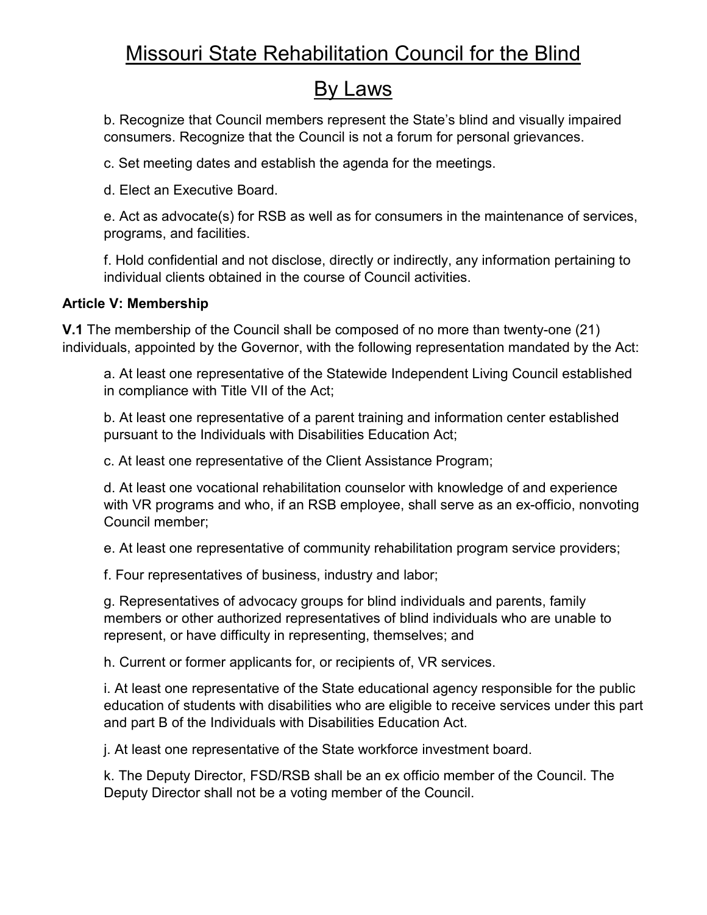b. Recognize that Council members represent the State's blind and visually impaired consumers. Recognize that the Council is not a forum for personal grievances.

c. Set meeting dates and establish the agenda for the meetings.

d. Elect an Executive Board.

e. Act as advocate(s) for RSB as well as for consumers in the maintenance of services, programs, and facilities.

f. Hold confidential and not disclose, directly or indirectly, any information pertaining to individual clients obtained in the course of Council activities.

**Article V: Membership**

**V.1** The membership of the Council shall be composed of no more than twenty-one (21) individuals, appointed by the Governor, with the following representation mandated by the Act:

a. At least one representative of the Statewide Independent Living Council established in compliance with Title VII of the Act;

b. At least one representative of a parent training and information center established pursuant to the Individuals with Disabilities Education Act;

c. At least one representative of the Client Assistance Program;

d. At least one vocational rehabilitation counselor with knowledge of and experience with VR programs and who, if an RSB employee, shall serve as an ex-officio, nonvoting Council member;

e. At least one representative of community rehabilitation program service providers;

f. Four representatives of business, industry and labor;

g. Representatives of advocacy groups for blind individuals and parents, family members or other authorized representatives of blind individuals who are unable to represent, or have difficulty in representing, themselves; and

h. Current or former applicants for, or recipients of, VR services.

i. At least one representative of the State educational agency responsible for the public education of students with disabilities who are eligible to receive services under this part and part B of the Individuals with Disabilities Education Act.

j. At least one representative of the State workforce investment board.

k. The Deputy Director, FSD/RSB shall be an ex officio member of the Council. The Deputy Director shall not be a voting member of the Council.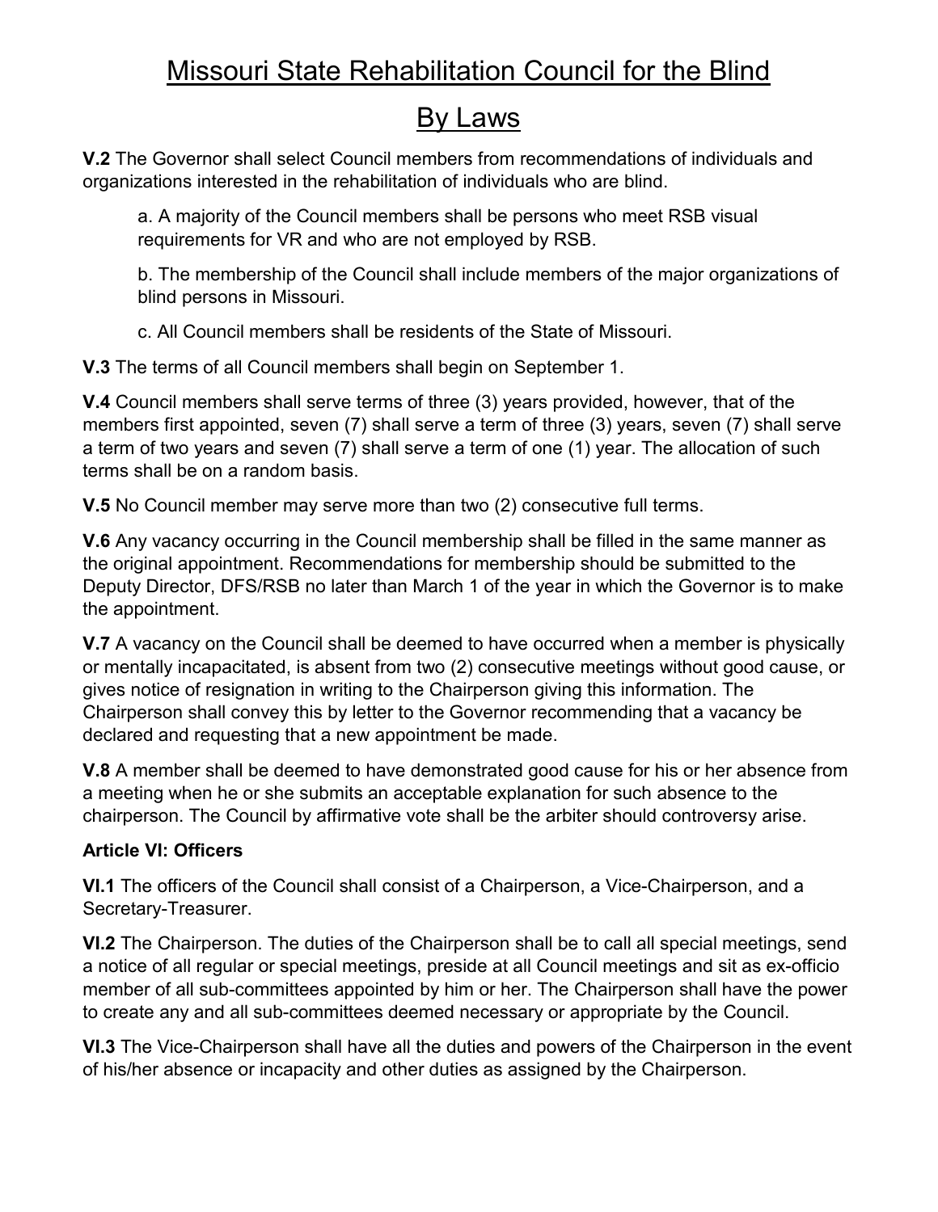# Missouri State Rehabilitation Council for the Blind

# By Laws

**V.2** The Governor shall select Council members from recommendations of individuals and organizations interested in the rehabilitation of individuals who are blind.

> a. A majority of the Council members shall be persons who meet RSB visual requirements for VR and who are not employed by RSB.
>
> b. The membership of the Council shall include members of the major organizations of blind persons in Missouri.
>
> c. All Council members shall be residents of the State of Missouri.

**V.3** The terms of all Council members shall begin on September 1.

**V.4** Council members shall serve terms of three (3) years provided, however, that of the members first appointed, seven (7) shall serve a term of three (3) years, seven (7) shall serve a term of two years and seven (7) shall serve a term of one (1) year. The allocation of such terms shall be on a random basis.

**V.5** No Council member may serve more than two (2) consecutive full terms.

**V.6** Any vacancy occurring in the Council membership shall be filled in the same manner as the original appointment. Recommendations for membership should be submitted to the Deputy Director, DFS/RSB no later than March 1 of the year in which the Governor is to make the appointment.

**V.7** A vacancy on the Council shall be deemed to have occurred when a member is physically or mentally incapacitated, is absent from two (2) consecutive meetings without good cause, or gives notice of resignation in writing to the Chairperson giving this information. The Chairperson shall convey this by letter to the Governor recommending that a vacancy be declared and requesting that a new appointment be made.

**V.8** A member shall be deemed to have demonstrated good cause for his or her absence from a meeting when he or she submits an acceptable explanation for such absence to the chairperson. The Council by affirmative vote shall be the arbiter should controversy arise.

**Article VI: Officers**

**VI.1** The officers of the Council shall consist of a Chairperson, a Vice-Chairperson, and a Secretary-Treasurer.

**VI.2** The Chairperson. The duties of the Chairperson shall be to call all special meetings, send a notice of all regular or special meetings, preside at all Council meetings and sit as ex-officio member of all sub-committees appointed by him or her. The Chairperson shall have the power to create any and all sub-committees deemed necessary or appropriate by the Council.

**VI.3** The Vice-Chairperson shall have all the duties and powers of the Chairperson in the event of his/her absence or incapacity and other duties as assigned by the Chairperson.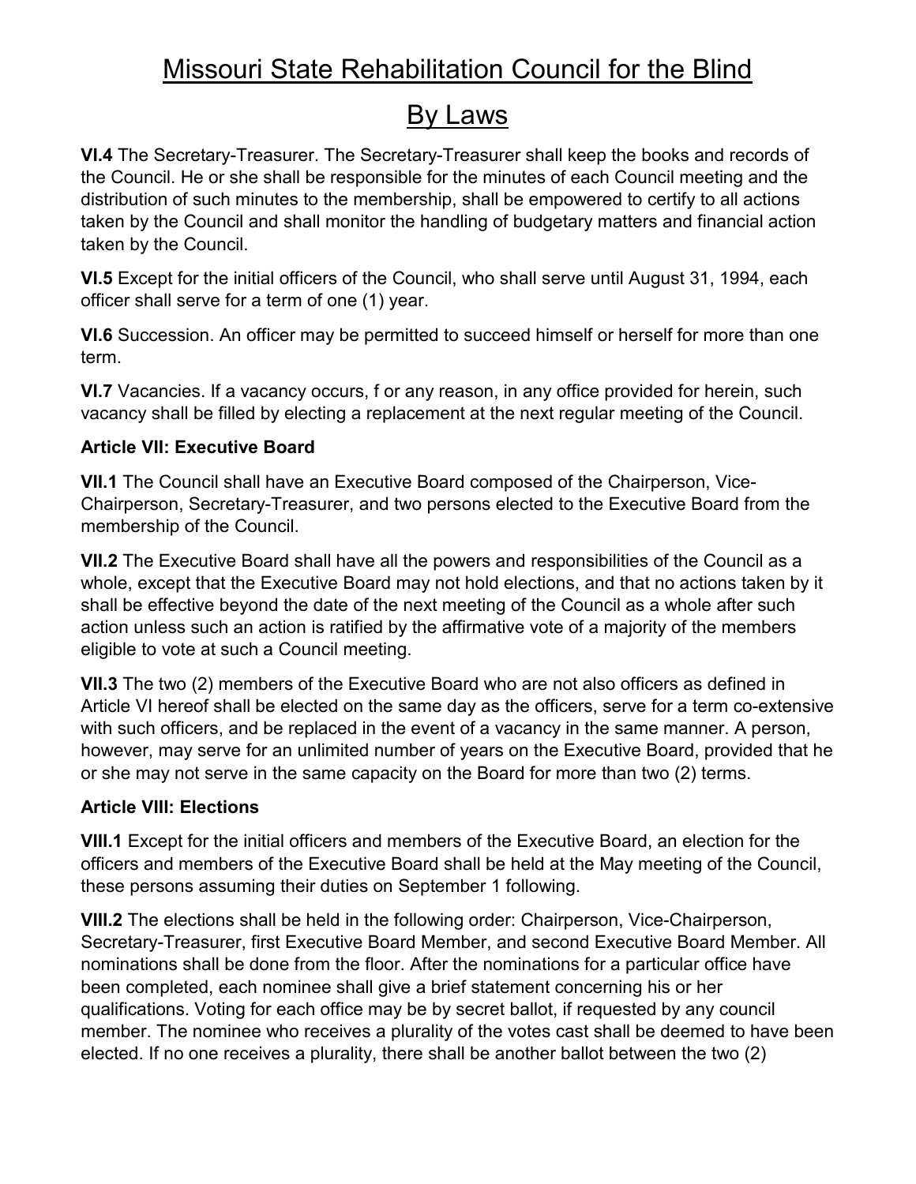# Missouri State Rehabilitation Council for the Blind

# By Laws

**VI.4** The Secretary-Treasurer. The Secretary-Treasurer shall keep the books and records of the Council. He or she shall be responsible for the minutes of each Council meeting and the distribution of such minutes to the membership, shall be empowered to certify to all actions taken by the Council and shall monitor the handling of budgetary matters and financial action taken by the Council.

**VI.5** Except for the initial officers of the Council, who shall serve until August 31, 1994, each officer shall serve for a term of one (1) year.

**VI.6** Succession. An officer may be permitted to succeed himself or herself for more than one term.

**VI.7** Vacancies. If a vacancy occurs, f or any reason, in any office provided for herein, such vacancy shall be filled by electing a replacement at the next regular meeting of the Council.

**Article VII: Executive Board**

**VII.1** The Council shall have an Executive Board composed of the Chairperson, Vice-Chairperson, Secretary-Treasurer, and two persons elected to the Executive Board from the membership of the Council.

**VII.2** The Executive Board shall have all the powers and responsibilities of the Council as a whole, except that the Executive Board may not hold elections, and that no actions taken by it shall be effective beyond the date of the next meeting of the Council as a whole after such action unless such an action is ratified by the affirmative vote of a majority of the members eligible to vote at such a Council meeting.

**VII.3** The two (2) members of the Executive Board who are not also officers as defined in Article VI hereof shall be elected on the same day as the officers, serve for a term co-extensive with such officers, and be replaced in the event of a vacancy in the same manner. A person, however, may serve for an unlimited number of years on the Executive Board, provided that he or she may not serve in the same capacity on the Board for more than two (2) terms.

**Article VIII: Elections**

**VIII.1** Except for the initial officers and members of the Executive Board, an election for the officers and members of the Executive Board shall be held at the May meeting of the Council, these persons assuming their duties on September 1 following.

**VIII.2** The elections shall be held in the following order: Chairperson, Vice-Chairperson, Secretary-Treasurer, first Executive Board Member, and second Executive Board Member. All nominations shall be done from the floor. After the nominations for a particular office have been completed, each nominee shall give a brief statement concerning his or her qualifications. Voting for each office may be by secret ballot, if requested by any council member. The nominee who receives a plurality of the votes cast shall be deemed to have been elected. If no one receives a plurality, there shall be another ballot between the two (2)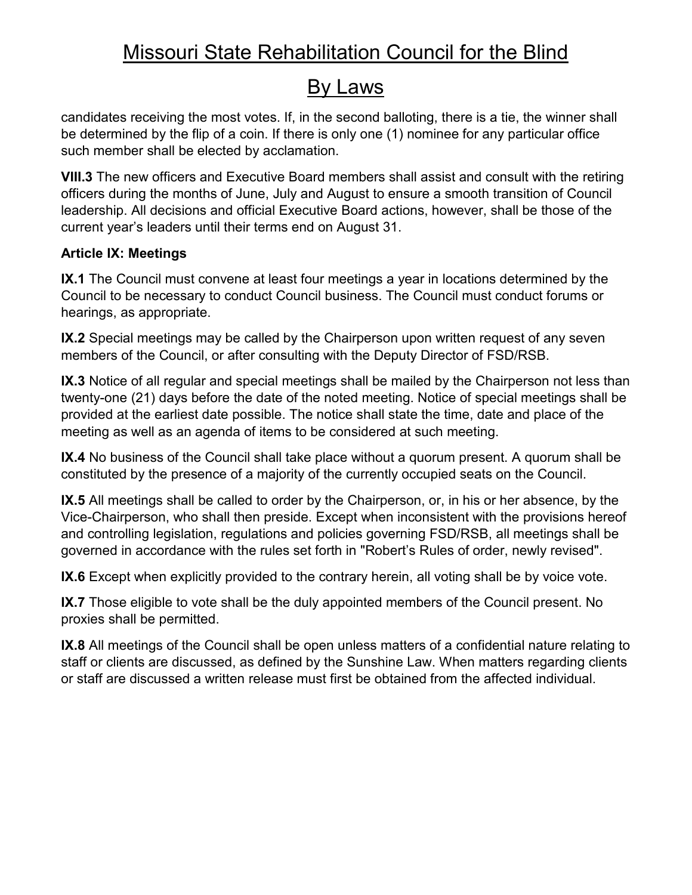candidates receiving the most votes. If, in the second balloting, there is a tie, the winner shall be determined by the flip of a coin. If there is only one (1) nominee for any particular office such member shall be elected by acclamation.

**VIII.3** The new officers and Executive Board members shall assist and consult with the retiring officers during the months of June, July and August to ensure a smooth transition of Council leadership. All decisions and official Executive Board actions, however, shall be those of the current year's leaders until their terms end on August 31.

**Article IX: Meetings**

**IX.1** The Council must convene at least four meetings a year in locations determined by the Council to be necessary to conduct Council business. The Council must conduct forums or hearings, as appropriate.

**IX.2** Special meetings may be called by the Chairperson upon written request of any seven members of the Council, or after consulting with the Deputy Director of FSD/RSB.

**IX.3** Notice of all regular and special meetings shall be mailed by the Chairperson not less than twenty-one (21) days before the date of the noted meeting. Notice of special meetings shall be provided at the earliest date possible. The notice shall state the time, date and place of the meeting as well as an agenda of items to be considered at such meeting.

**IX.4** No business of the Council shall take place without a quorum present. A quorum shall be constituted by the presence of a majority of the currently occupied seats on the Council.

**IX.5** All meetings shall be called to order by the Chairperson, or, in his or her absence, by the Vice-Chairperson, who shall then preside. Except when inconsistent with the provisions hereof and controlling legislation, regulations and policies governing FSD/RSB, all meetings shall be governed in accordance with the rules set forth in "Robert's Rules of order, newly revised".

**IX.6** Except when explicitly provided to the contrary herein, all voting shall be by voice vote.

**IX.7** Those eligible to vote shall be the duly appointed members of the Council present. No proxies shall be permitted.

**IX.8** All meetings of the Council shall be open unless matters of a confidential nature relating to staff or clients are discussed, as defined by the Sunshine Law. When matters regarding clients or staff are discussed a written release must first be obtained from the affected individual.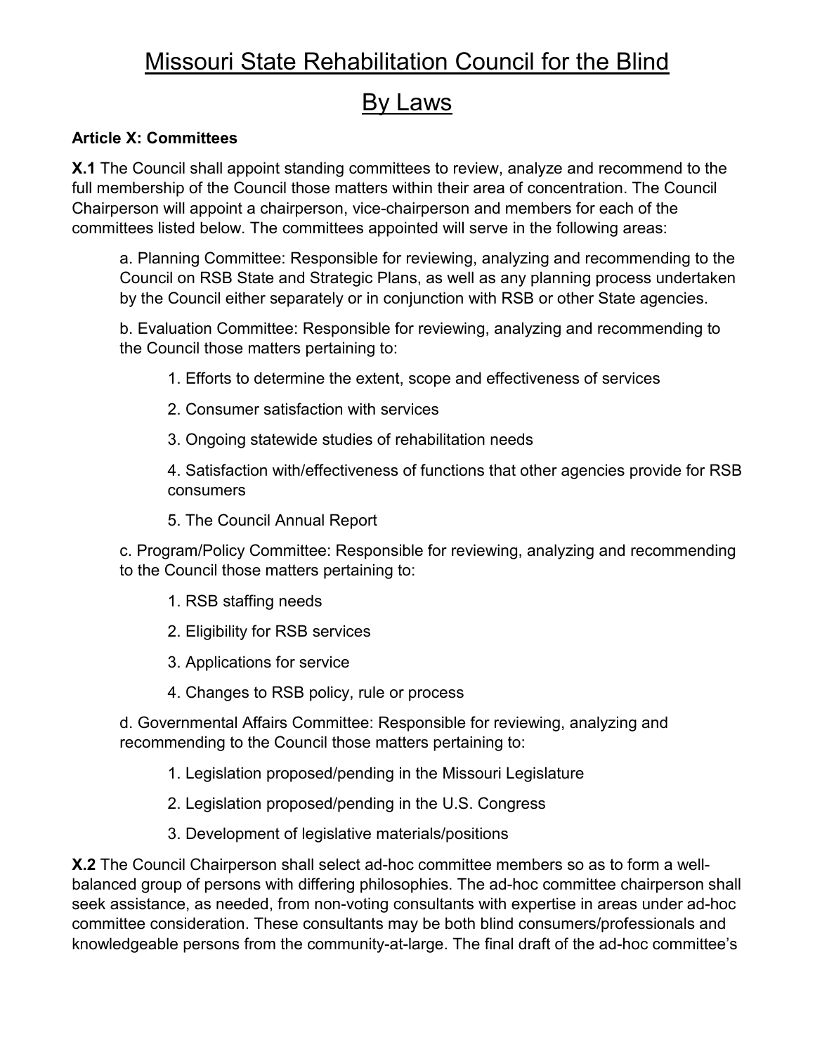# Missouri State Rehabilitation Council for the Blind

# By Laws

**Article X: Committees**

**X.1** The Council shall appoint standing committees to review, analyze and recommend to the full membership of the Council those matters within their area of concentration. The Council Chairperson will appoint a chairperson, vice-chairperson and members for each of the committees listed below. The committees appointed will serve in the following areas:

a. Planning Committee: Responsible for reviewing, analyzing and recommending to the Council on RSB State and Strategic Plans, as well as any planning process undertaken by the Council either separately or in conjunction with RSB or other State agencies.

b. Evaluation Committee: Responsible for reviewing, analyzing and recommending to the Council those matters pertaining to:

1. Efforts to determine the extent, scope and effectiveness of services
2. Consumer satisfaction with services
3. Ongoing statewide studies of rehabilitation needs
4. Satisfaction with/effectiveness of functions that other agencies provide for RSB consumers
5. The Council Annual Report

c. Program/Policy Committee: Responsible for reviewing, analyzing and recommending to the Council those matters pertaining to:

1. RSB staffing needs
2. Eligibility for RSB services
3. Applications for service
4. Changes to RSB policy, rule or process

d. Governmental Affairs Committee: Responsible for reviewing, analyzing and recommending to the Council those matters pertaining to:

1. Legislation proposed/pending in the Missouri Legislature
2. Legislation proposed/pending in the U.S. Congress
3. Development of legislative materials/positions

**X.2** The Council Chairperson shall select ad-hoc committee members so as to form a well-balanced group of persons with differing philosophies. The ad-hoc committee chairperson shall seek assistance, as needed, from non-voting consultants with expertise in areas under ad-hoc committee consideration. These consultants may be both blind consumers/professionals and knowledgeable persons from the community-at-large. The final draft of the ad-hoc committee's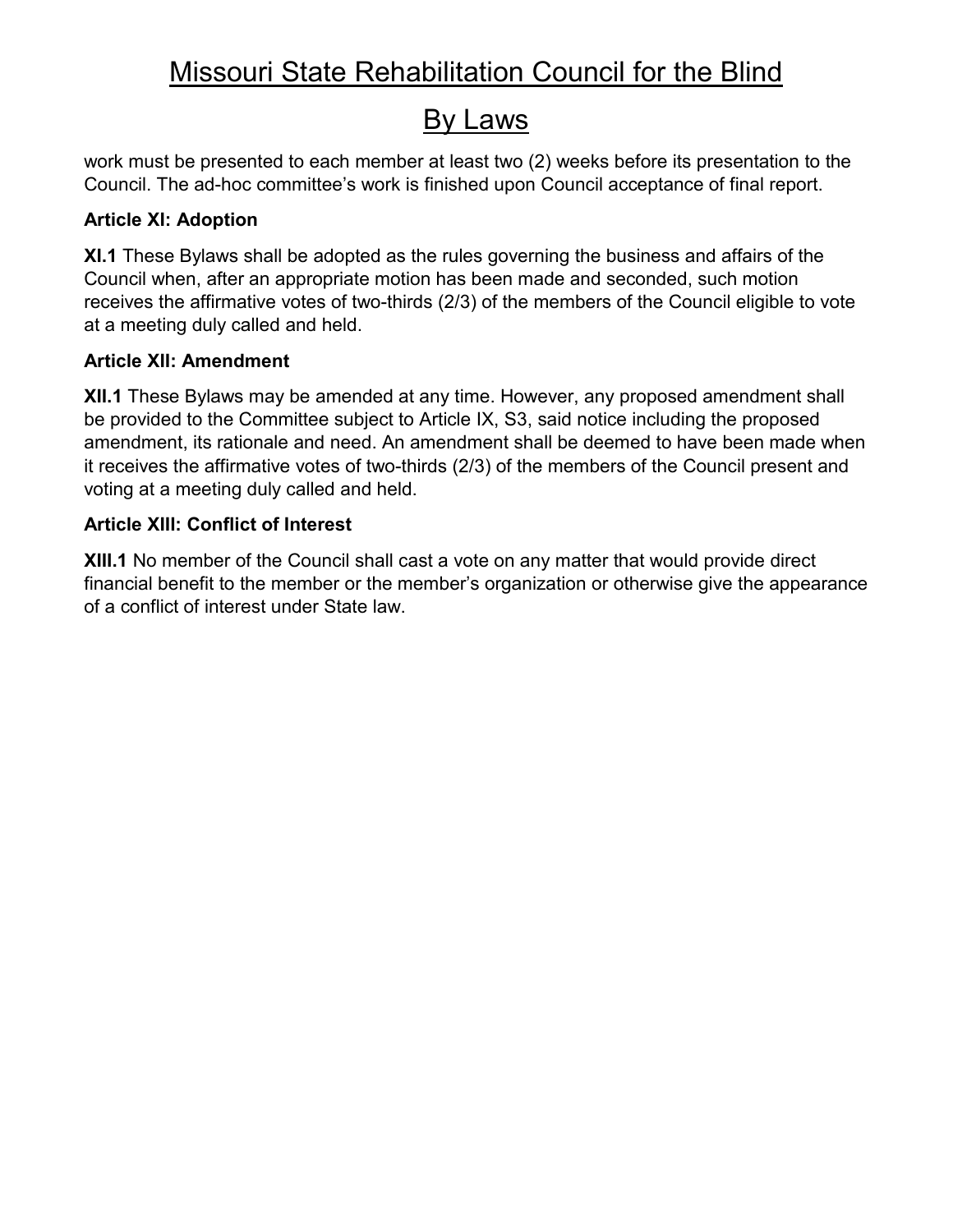work must be presented to each member at least two (2) weeks before its presentation to the Council. The ad-hoc committee's work is finished upon Council acceptance of final report.

### Article XI: Adoption

**XI.1** These Bylaws shall be adopted as the rules governing the business and affairs of the Council when, after an appropriate motion has been made and seconded, such motion receives the affirmative votes of two-thirds (2/3) of the members of the Council eligible to vote at a meeting duly called and held.

### Article XII: Amendment

**XII.1** These Bylaws may be amended at any time. However, any proposed amendment shall be provided to the Committee subject to Article IX, S3, said notice including the proposed amendment, its rationale and need. An amendment shall be deemed to have been made when it receives the affirmative votes of two-thirds (2/3) of the members of the Council present and voting at a meeting duly called and held.

### Article XIII: Conflict of Interest

**XIII.1** No member of the Council shall cast a vote on any matter that would provide direct financial benefit to the member or the member's organization or otherwise give the appearance of a conflict of interest under State law.